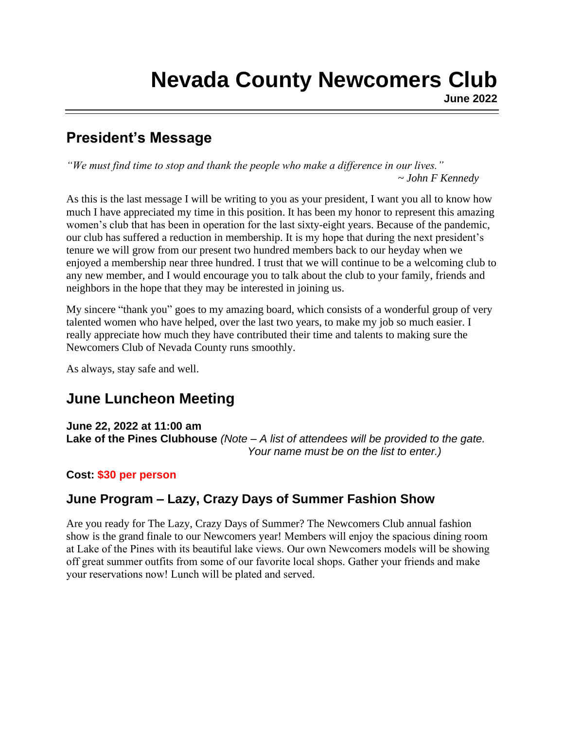# Nevada County Newcomers Club

**June 2022**

## President's Message

*"We must find time to stop and thank the people who make a difference in our lives."*
*~ John F Kennedy*

As this is the last message I will be writing to you as your president, I want you all to know how much I have appreciated my time in this position. It has been my honor to represent this amazing women's club that has been in operation for the last sixty-eight years. Because of the pandemic, our club has suffered a reduction in membership. It is my hope that during the next president's tenure we will grow from our present two hundred members back to our heyday when we enjoyed a membership near three hundred. I trust that we will continue to be a welcoming club to any new member, and I would encourage you to talk about the club to your family, friends and neighbors in the hope that they may be interested in joining us.

My sincere "thank you" goes to my amazing board, which consists of a wonderful group of very talented women who have helped, over the last two years, to make my job so much easier. I really appreciate how much they have contributed their time and talents to making sure the Newcomers Club of Nevada County runs smoothly.

As always, stay safe and well.

## June Luncheon Meeting

**June 22, 2022 at 11:00 am**
**Lake of the Pines Clubhouse** *(Note – A list of attendees will be provided to the gate. Your name must be on the list to enter.)*

**Cost: $30 per person**

### June Program – Lazy, Crazy Days of Summer Fashion Show

Are you ready for The Lazy, Crazy Days of Summer? The Newcomers Club annual fashion show is the grand finale to our Newcomers year! Members will enjoy the spacious dining room at Lake of the Pines with its beautiful lake views. Our own Newcomers models will be showing off great summer outfits from some of our favorite local shops. Gather your friends and make your reservations now! Lunch will be plated and served.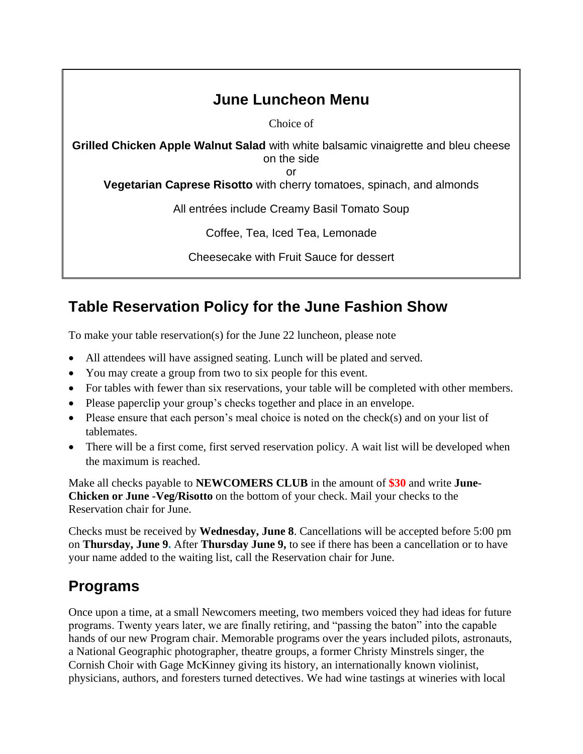## June Luncheon Menu

Choice of

**Grilled Chicken Apple Walnut Salad** with white balsamic vinaigrette and bleu cheese on the side

or

**Vegetarian Caprese Risotto** with cherry tomatoes, spinach, and almonds

All entrées include Creamy Basil Tomato Soup

Coffee, Tea, Iced Tea, Lemonade

Cheesecake with Fruit Sauce for dessert

## Table Reservation Policy for the June Fashion Show

To make your table reservation(s) for the June 22 luncheon, please note

- All attendees will have assigned seating. Lunch will be plated and served.
- You may create a group from two to six people for this event.
- For tables with fewer than six reservations, your table will be completed with other members.
- Please paperclip your group's checks together and place in an envelope.
- Please ensure that each person's meal choice is noted on the check(s) and on your list of tablemates.
- There will be a first come, first served reservation policy. A wait list will be developed when the maximum is reached.

Make all checks payable to **NEWCOMERS CLUB** in the amount of **$30** and write **June-Chicken or June -Veg/Risotto** on the bottom of your check. Mail your checks to the Reservation chair for June.

Checks must be received by **Wednesday, June 8**. Cancellations will be accepted before 5:00 pm on **Thursday, June 9.** After **Thursday June 9,** to see if there has been a cancellation or to have your name added to the waiting list, call the Reservation chair for June.

## Programs

Once upon a time, at a small Newcomers meeting, two members voiced they had ideas for future programs. Twenty years later, we are finally retiring, and "passing the baton" into the capable hands of our new Program chair. Memorable programs over the years included pilots, astronauts, a National Geographic photographer, theatre groups, a former Christy Minstrels singer, the Cornish Choir with Gage McKinney giving its history, an internationally known violinist, physicians, authors, and foresters turned detectives. We had wine tastings at wineries with local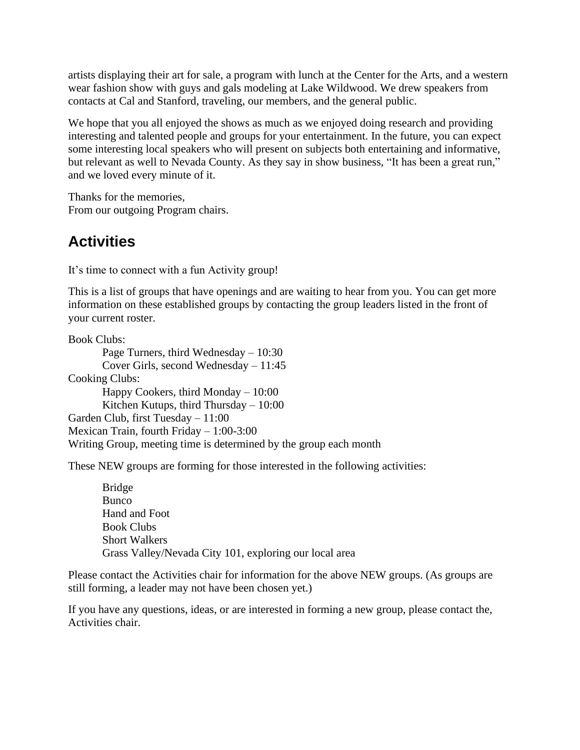artists displaying their art for sale, a program with lunch at the Center for the Arts, and a western wear fashion show with guys and gals modeling at Lake Wildwood. We drew speakers from contacts at Cal and Stanford, traveling, our members, and the general public.

We hope that you all enjoyed the shows as much as we enjoyed doing research and providing interesting and talented people and groups for your entertainment. In the future, you can expect some interesting local speakers who will present on subjects both entertaining and informative, but relevant as well to Nevada County. As they say in show business, "It has been a great run," and we loved every minute of it.

Thanks for the memories,
From our outgoing Program chairs.

## Activities

It's time to connect with a fun Activity group!

This is a list of groups that have openings and are waiting to hear from you. You can get more information on these established groups by contacting the group leaders listed in the front of your current roster.

Book Clubs:
- Page Turners, third Wednesday – 10:30
- Cover Girls, second Wednesday – 11:45

Cooking Clubs:
- Happy Cookers, third Monday – 10:00
- Kitchen Kutups, third Thursday – 10:00

Garden Club, first Tuesday – 11:00
Mexican Train, fourth Friday – 1:00-3:00
Writing Group, meeting time is determined by the group each month

These NEW groups are forming for those interested in the following activities:

- Bridge
- Bunco
- Hand and Foot
- Book Clubs
- Short Walkers
- Grass Valley/Nevada City 101, exploring our local area

Please contact the Activities chair for information for the above NEW groups. (As groups are still forming, a leader may not have been chosen yet.)

If you have any questions, ideas, or are interested in forming a new group, please contact the, Activities chair.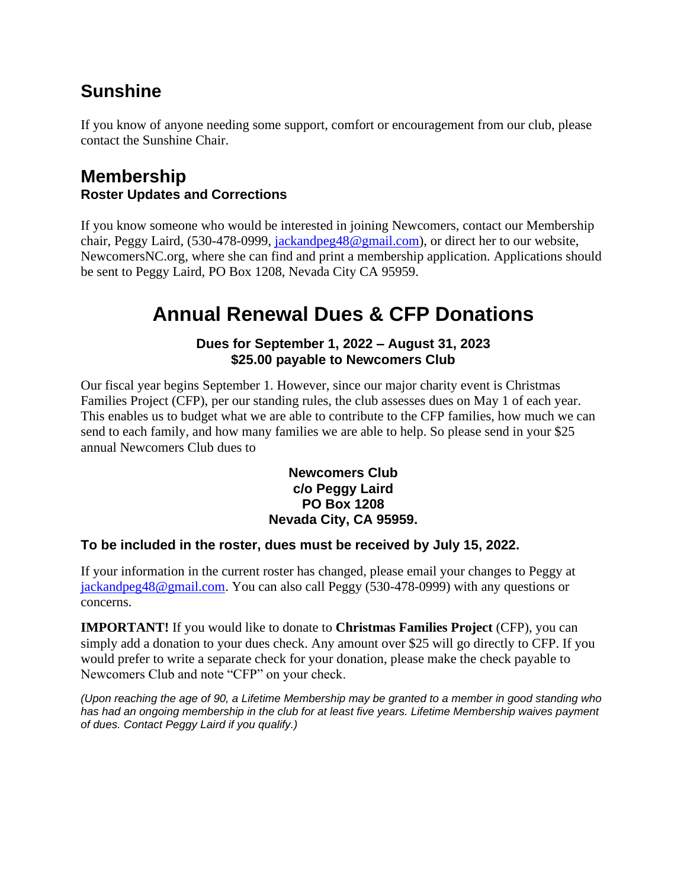## Sunshine

If you know of anyone needing some support, comfort or encouragement from our club, please contact the Sunshine Chair.

## Membership

### Roster Updates and Corrections

If you know someone who would be interested in joining Newcomers, contact our Membership chair, Peggy Laird, (530-478-0999, jackandpeg48@gmail.com), or direct her to our website, NewcomersNC.org, where she can find and print a membership application. Applications should be sent to Peggy Laird, PO Box 1208, Nevada City CA 95959.

# Annual Renewal Dues & CFP Donations

**Dues for September 1, 2022 – August 31, 2023**
**$25.00 payable to Newcomers Club**

Our fiscal year begins September 1. However, since our major charity event is Christmas Families Project (CFP), per our standing rules, the club assesses dues on May 1 of each year. This enables us to budget what we are able to contribute to the CFP families, how much we can send to each family, and how many families we are able to help. So please send in your $25 annual Newcomers Club dues to

**Newcomers Club**
**c/o Peggy Laird**
**PO Box 1208**
**Nevada City, CA 95959.**

**To be included in the roster, dues must be received by July 15, 2022.**

If your information in the current roster has changed, please email your changes to Peggy at jackandpeg48@gmail.com. You can also call Peggy (530-478-0999) with any questions or concerns.

**IMPORTANT!** If you would like to donate to **Christmas Families Project** (CFP), you can simply add a donation to your dues check. Any amount over $25 will go directly to CFP. If you would prefer to write a separate check for your donation, please make the check payable to Newcomers Club and note "CFP" on your check.

*(Upon reaching the age of 90, a Lifetime Membership may be granted to a member in good standing who has had an ongoing membership in the club for at least five years. Lifetime Membership waives payment of dues. Contact Peggy Laird if you qualify.)*